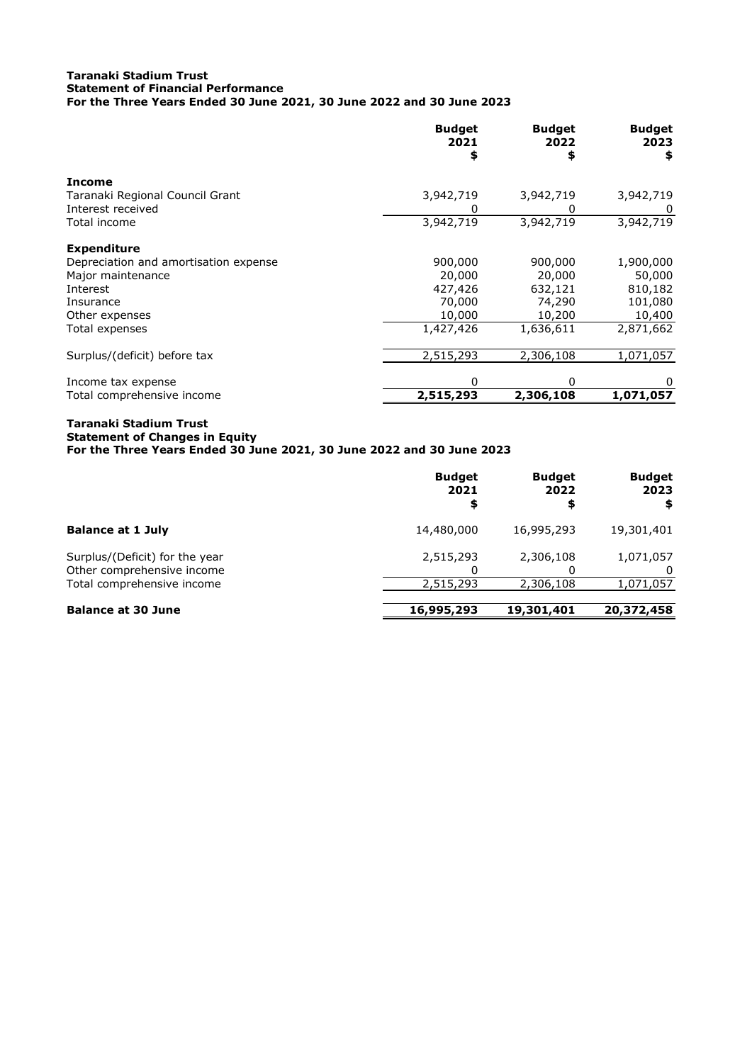**Taranaki Stadium Trust**
**Statement of Financial Performance**
**For the Three Years Ended 30 June 2021, 30 June 2022 and 30 June 2023**

| | Budget 2021 $ | Budget 2022 $ | Budget 2023 $ |
|---|---|---|---|
| **Income** | | | |
| Taranaki Regional Council Grant | 3,942,719 | 3,942,719 | 3,942,719 |
| Interest received | 0 | 0 | 0 |
| Total income | 3,942,719 | 3,942,719 | 3,942,719 |
| **Expenditure** | | | |
| Depreciation and amortisation expense | 900,000 | 900,000 | 1,900,000 |
| Major maintenance | 20,000 | 20,000 | 50,000 |
| Interest | 427,426 | 632,121 | 810,182 |
| Insurance | 70,000 | 74,290 | 101,080 |
| Other expenses | 10,000 | 10,200 | 10,400 |
| Total expenses | 1,427,426 | 1,636,611 | 2,871,662 |
| Surplus/(deficit) before tax | 2,515,293 | 2,306,108 | 1,071,057 |
| Income tax expense | 0 | 0 | 0 |
| Total comprehensive income | **2,515,293** | **2,306,108** | **1,071,057** |

**Taranaki Stadium Trust**
**Statement of Changes in Equity**
**For the Three Years Ended 30 June 2021, 30 June 2022 and 30 June 2023**

| | Budget 2021 $ | Budget 2022 $ | Budget 2023 $ |
|---|---|---|---|
| **Balance at 1 July** | 14,480,000 | 16,995,293 | 19,301,401 |
| Surplus/(Deficit) for the year | 2,515,293 | 2,306,108 | 1,071,057 |
| Other comprehensive income | 0 | 0 | 0 |
| Total comprehensive income | 2,515,293 | 2,306,108 | 1,071,057 |
| **Balance at 30 June** | **16,995,293** | **19,301,401** | **20,372,458** |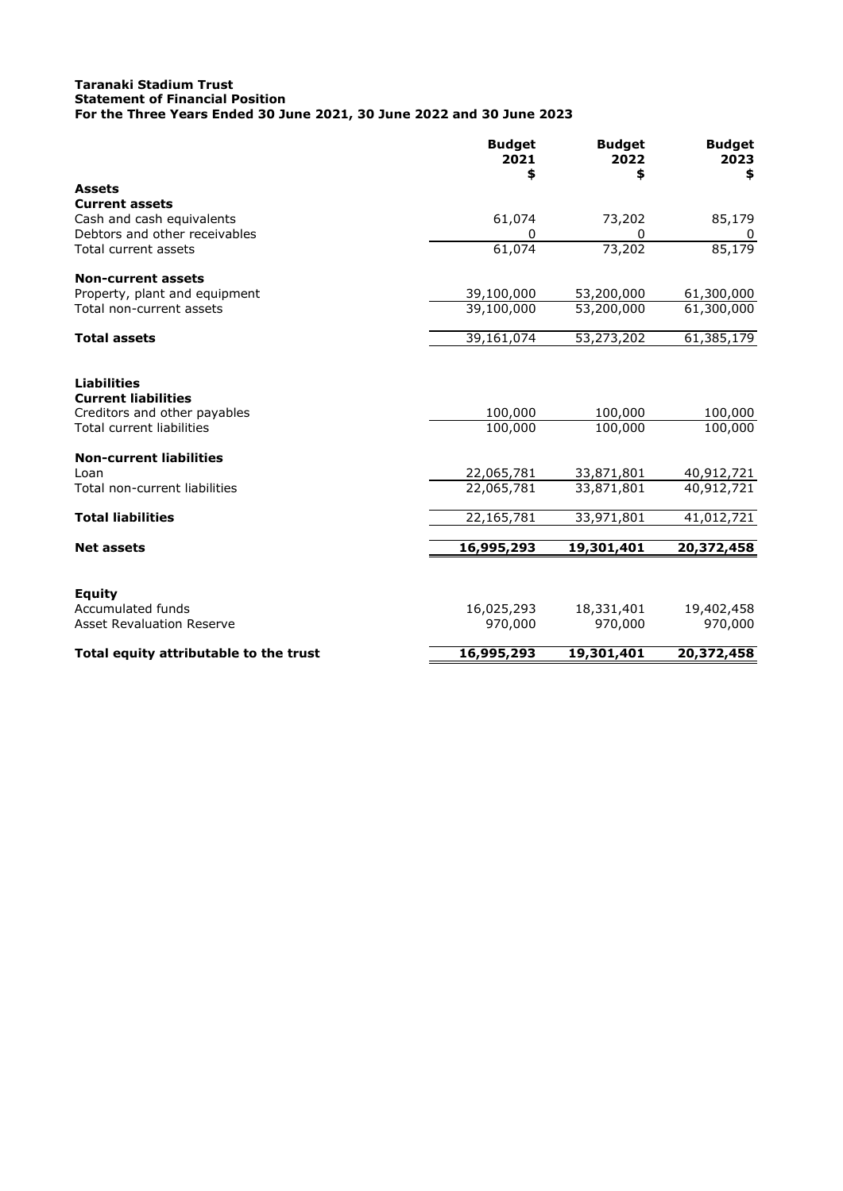**Taranaki Stadium Trust**
**Statement of Financial Position**
**For the Three Years Ended 30 June 2021, 30 June 2022 and 30 June 2023**

| | **Budget 2021 $** | **Budget 2022 $** | **Budget 2023 $** |
|---|---|---|---|
| **Assets** | | | |
| **Current assets** | | | |
| Cash and cash equivalents | 61,074 | 73,202 | 85,179 |
| Debtors and other receivables | 0 | 0 | 0 |
| Total current assets | 61,074 | 73,202 | 85,179 |
| | | | |
| **Non-current assets** | | | |
| Property, plant and equipment | 39,100,000 | 53,200,000 | 61,300,000 |
| Total non-current assets | 39,100,000 | 53,200,000 | 61,300,000 |
| | | | |
| **Total assets** | 39,161,074 | 53,273,202 | 61,385,179 |
| | | | |
| **Liabilities** | | | |
| **Current liabilities** | | | |
| Creditors and other payables | 100,000 | 100,000 | 100,000 |
| Total current liabilities | 100,000 | 100,000 | 100,000 |
| | | | |
| **Non-current liabilities** | | | |
| Loan | 22,065,781 | 33,871,801 | 40,912,721 |
| Total non-current liabilities | 22,065,781 | 33,871,801 | 40,912,721 |
| | | | |
| **Total liabilities** | 22,165,781 | 33,971,801 | 41,012,721 |
| | | | |
| **Net assets** | **16,995,293** | **19,301,401** | **20,372,458** |
| | | | |
| **Equity** | | | |
| Accumulated funds | 16,025,293 | 18,331,401 | 19,402,458 |
| Asset Revaluation Reserve | 970,000 | 970,000 | 970,000 |
| | | | |
| **Total equity attributable to the trust** | **16,995,293** | **19,301,401** | **20,372,458** |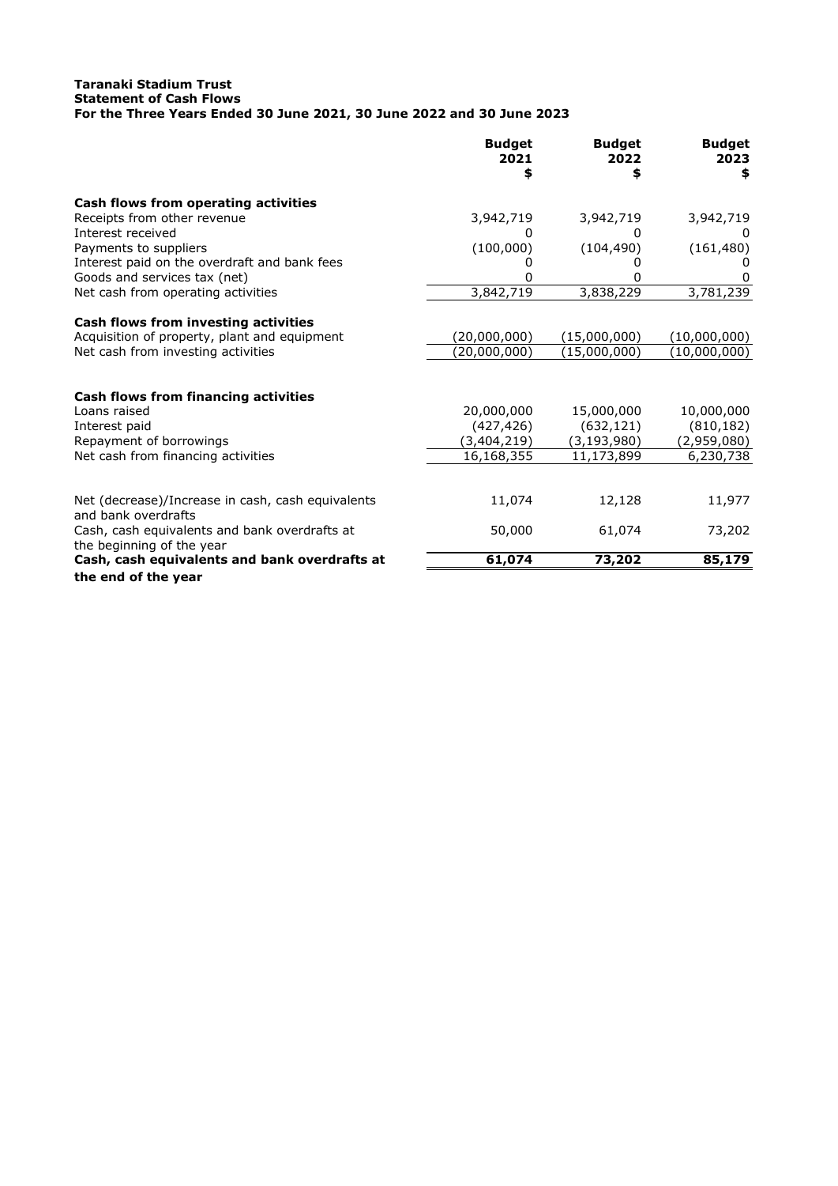**Taranaki Stadium Trust**
**Statement of Cash Flows**
**For the Three Years Ended 30 June 2021, 30 June 2022 and 30 June 2023**

| | Budget 2021 $ | Budget 2022 $ | Budget 2023 $ |
|---|---|---|---|
| **Cash flows from operating activities** | | | |
| Receipts from other revenue | 3,942,719 | 3,942,719 | 3,942,719 |
| Interest received | 0 | 0 | 0 |
| Payments to suppliers | (100,000) | (104,490) | (161,480) |
| Interest paid on the overdraft and bank fees | 0 | 0 | 0 |
| Goods and services tax (net) | 0 | 0 | 0 |
| Net cash from operating activities | 3,842,719 | 3,838,229 | 3,781,239 |
| **Cash flows from investing activities** | | | |
| Acquisition of property, plant and equipment | (20,000,000) | (15,000,000) | (10,000,000) |
| Net cash from investing activities | (20,000,000) | (15,000,000) | (10,000,000) |
| **Cash flows from financing activities** | | | |
| Loans raised | 20,000,000 | 15,000,000 | 10,000,000 |
| Interest paid | (427,426) | (632,121) | (810,182) |
| Repayment of borrowings | (3,404,219) | (3,193,980) | (2,959,080) |
| Net cash from financing activities | 16,168,355 | 11,173,899 | 6,230,738 |
| Net (decrease)/Increase in cash, cash equivalents and bank overdrafts | 11,074 | 12,128 | 11,977 |
| Cash, cash equivalents and bank overdrafts at the beginning of the year | 50,000 | 61,074 | 73,202 |
| **Cash, cash equivalents and bank overdrafts at the end of the year** | **61,074** | **73,202** | **85,179** |